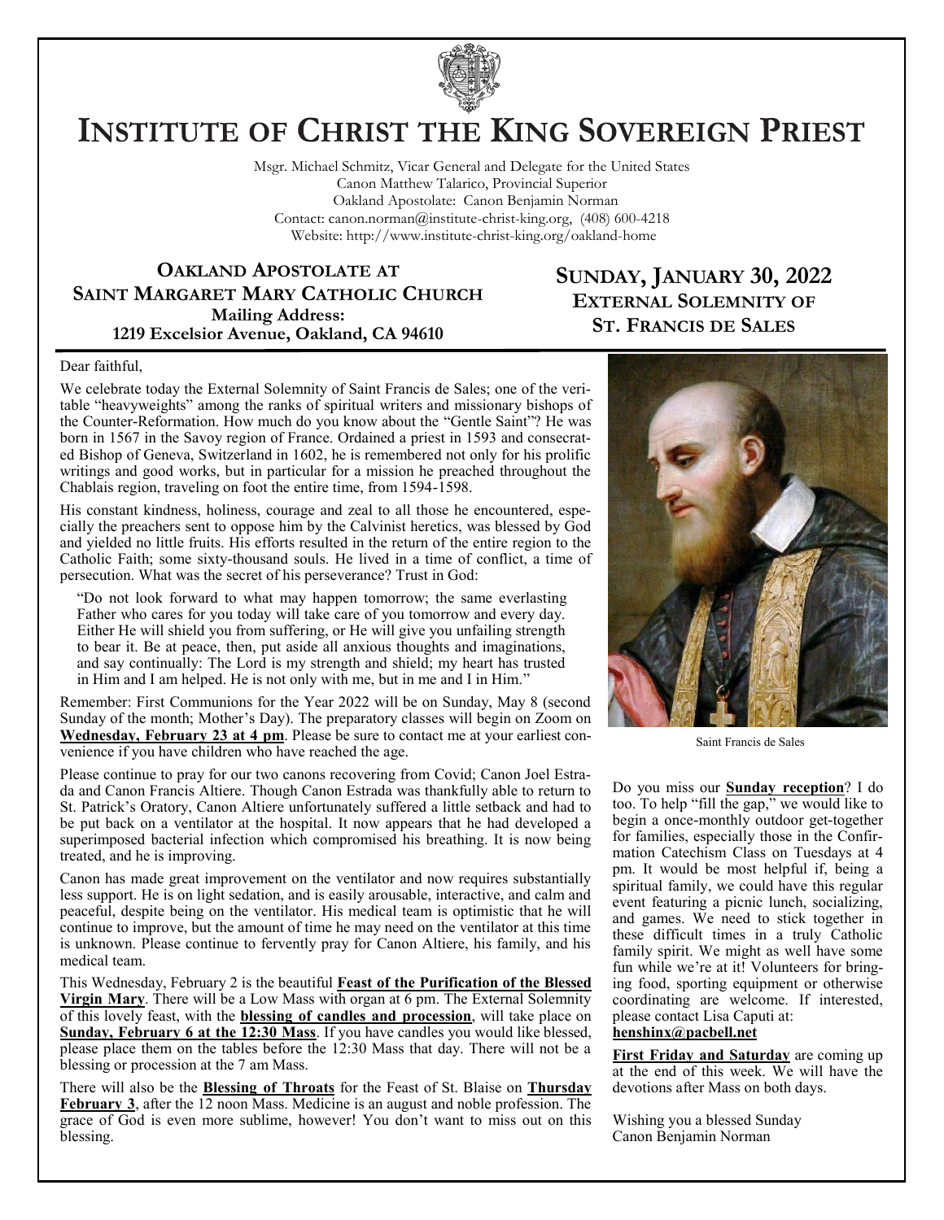# INSTITUTE OF CHRIST THE KING SOVEREIGN PRIEST

Msgr. Michael Schmitz, Vicar General and Delegate for the United States
Canon Matthew Talarico, Provincial Superior
Oakland Apostolate: Canon Benjamin Norman
Contact: canon.norman@institute-christ-king.org, (408) 600-4218
Website: http://www.institute-christ-king.org/oakland-home

## OAKLAND APOSTOLATE AT SAINT MARGARET MARY CATHOLIC CHURCH

**Mailing Address:**
**1219 Excelsior Avenue, Oakland, CA 94610**

## SUNDAY, JANUARY 30, 2022
## EXTERNAL SOLEMNITY OF ST. FRANCIS DE SALES

Dear faithful,

We celebrate today the External Solemnity of Saint Francis de Sales; one of the veritable "heavyweights" among the ranks of spiritual writers and missionary bishops of the Counter-Reformation. How much do you know about the "Gentle Saint"? He was born in 1567 in the Savoy region of France. Ordained a priest in 1593 and consecrated Bishop of Geneva, Switzerland in 1602, he is remembered not only for his prolific writings and good works, but in particular for a mission he preached throughout the Chablais region, traveling on foot the entire time, from 1594-1598.

His constant kindness, holiness, courage and zeal to all those he encountered, especially the preachers sent to oppose him by the Calvinist heretics, was blessed by God and yielded no little fruits. His efforts resulted in the return of the entire region to the Catholic Faith; some sixty-thousand souls. He lived in a time of conflict, a time of persecution. What was the secret of his perseverance? Trust in God:

> "Do not look forward to what may happen tomorrow; the same everlasting Father who cares for you today will take care of you tomorrow and every day. Either He will shield you from suffering, or He will give you unfailing strength to bear it. Be at peace, then, put aside all anxious thoughts and imaginations, and say continually: The Lord is my strength and shield; my heart has trusted in Him and I am helped. He is not only with me, but in me and I in Him."

Saint Francis de Sales

Remember: First Communions for the Year 2022 will be on Sunday, May 8 (second Sunday of the month; Mother's Day). The preparatory classes will begin on Zoom on **Wednesday, February 23 at 4 pm**. Please be sure to contact me at your earliest convenience if you have children who have reached the age.

Please continue to pray for our two canons recovering from Covid; Canon Joel Estrada and Canon Francis Altiere. Though Canon Estrada was thankfully able to return to St. Patrick's Oratory, Canon Altiere unfortunately suffered a little setback and had to be put back on a ventilator at the hospital. It now appears that he had developed a superimposed bacterial infection which compromised his breathing. It is now being treated, and he is improving.

Canon has made great improvement on the ventilator and now requires substantially less support. He is on light sedation, and is easily arousable, interactive, and calm and peaceful, despite being on the ventilator. His medical team is optimistic that he will continue to improve, but the amount of time he may need on the ventilator at this time is unknown. Please continue to fervently pray for Canon Altiere, his family, and his medical team.

This Wednesday, February 2 is the beautiful **Feast of the Purification of the Blessed Virgin Mary**. There will be a Low Mass with organ at 6 pm. The External Solemnity of this lovely feast, with the **blessing of candles and procession**, will take place on **Sunday, February 6 at the 12:30 Mass**. If you have candles you would like blessed, please place them on the tables before the 12:30 Mass that day. There will not be a blessing or procession at the 7 am Mass.

There will also be the **Blessing of Throats** for the Feast of St. Blaise on **Thursday February 3**, after the 12 noon Mass. Medicine is an august and noble profession. The grace of God is even more sublime, however! You don't want to miss out on this blessing.

Do you miss our **Sunday reception**? I do too. To help "fill the gap," we would like to begin a once-monthly outdoor get-together for families, especially those in the Confirmation Catechism Class on Tuesdays at 4 pm. It would be most helpful if, being a spiritual family, we could have this regular event featuring a picnic lunch, socializing, and games. We need to stick together in these difficult times in a truly Catholic family spirit. We might as well have some fun while we're at it! Volunteers for bringing food, sporting equipment or otherwise coordinating are welcome. If interested, please contact Lisa Caputi at: **henshinx@pacbell.net**

**First Friday and Saturday** are coming up at the end of this week. We will have the devotions after Mass on both days.

Wishing you a blessed Sunday
Canon Benjamin Norman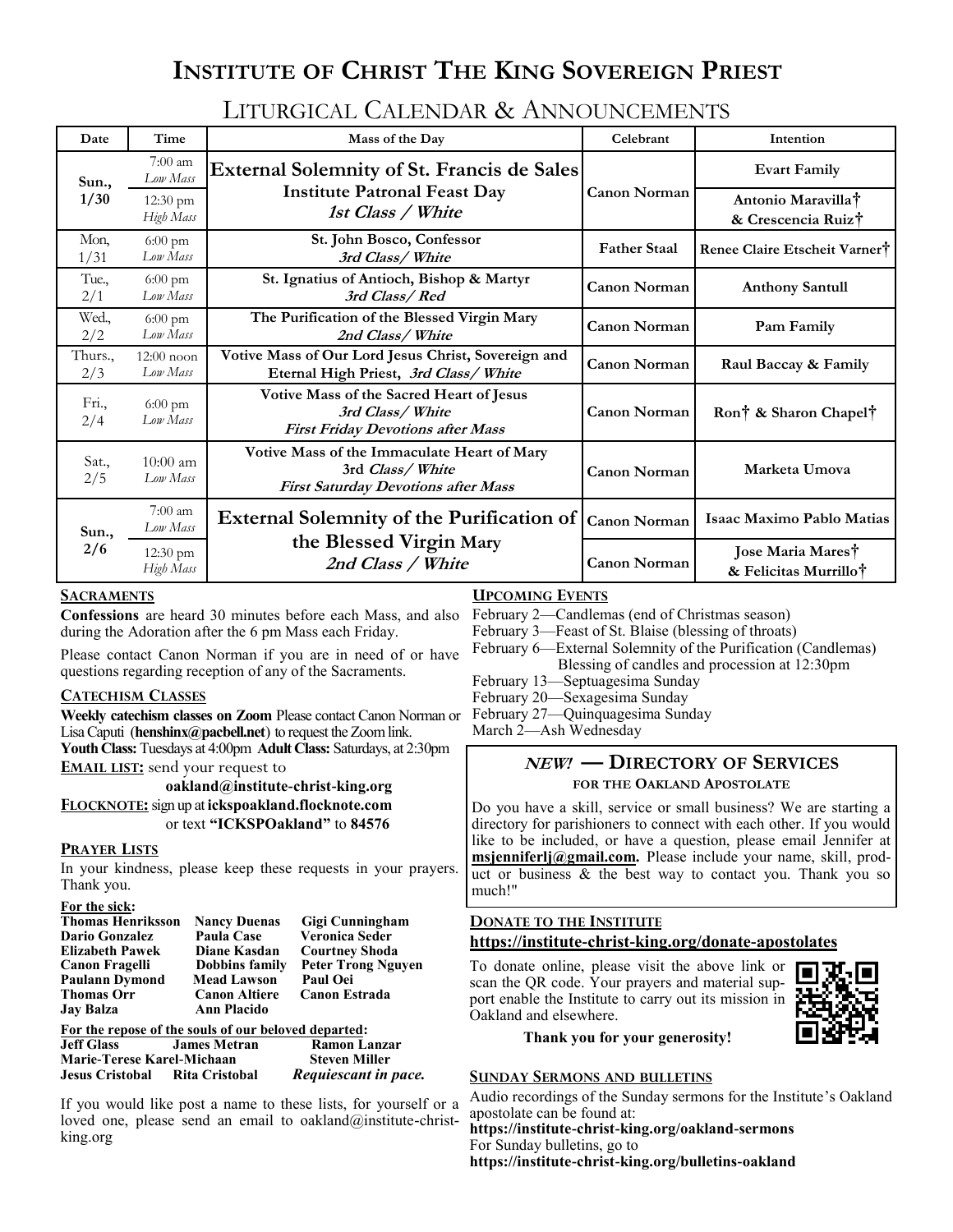# Institute of Christ The King Sovereign Priest

## Liturgical Calendar & Announcements

| Date | Time | Mass of the Day | Celebrant | Intention |
|---|---|---|---|---|
| **Sun., 1/30** | 7:00 am *Low Mass* | **External Solemnity of St. Francis de Sales** **Institute Patronal Feast Day** ***1st Class / White*** | **Canon Norman** | **Evart Family** |
| | 12:30 pm *High Mass* | | | **Antonio Maravilla† & Crescencia Ruiz†** |
| Mon, 1/31 | 6:00 pm *Low Mass* | **St. John Bosco, Confessor** ***3rd Class/ White*** | **Father Staal** | **Renee Claire Etscheit Varner†** |
| Tue., 2/1 | 6:00 pm *Low Mass* | **St. Ignatius of Antioch, Bishop & Martyr** ***3rd Class/ Red*** | **Canon Norman** | **Anthony Santull** |
| Wed., 2/2 | 6:00 pm *Low Mass* | **The Purification of the Blessed Virgin Mary** ***2nd Class/ White*** | **Canon Norman** | **Pam Family** |
| Thurs., 2/3 | 12:00 noon *Low Mass* | **Votive Mass of Our Lord Jesus Christ, Sovereign and Eternal High Priest, *3rd Class/ White*** | **Canon Norman** | **Raul Baccay & Family** |
| Fri., 2/4 | 6:00 pm *Low Mass* | **Votive Mass of the Sacred Heart of Jesus** ***3rd Class/ White*** ***First Friday Devotions after Mass*** | **Canon Norman** | **Ron† & Sharon Chapel†** |
| Sat., 2/5 | 10:00 am *Low Mass* | **Votive Mass of the Immaculate Heart of Mary** **3rd *Class/ White*** ***First Saturday Devotions after Mass*** | **Canon Norman** | **Marketa Umova** |
| **Sun., 2/6** | 7:00 am *Low Mass* | **External Solemnity of the Purification of the Blessed Virgin Mary** ***2nd Class / White*** | **Canon Norman** | **Isaac Maximo Pablo Matias** |
| | 12:30 pm *High Mass* | | **Canon Norman** | **Jose Maria Mares† & Felicitas Murrillo†** |

### Sacraments

**Confessions** are heard 30 minutes before each Mass, and also during the Adoration after the 6 pm Mass each Friday.

Please contact Canon Norman if you are in need of or have questions regarding reception of any of the Sacraments.

### Catechism Classes

**Weekly catechism classes on Zoom** Please contact Canon Norman or Lisa Caputi (**henshinx@pacbell.net**) to request the Zoom link.
**Youth Class:** Tuesdays at 4:00pm **Adult Class:** Saturdays, at 2:30pm

**Email list:** send your request to
**oakland@institute-christ-king.org**

**Flocknote:** sign up at **ickspoakland.flocknote.com** or text **"ICKSPOakland"** to **84576**

### Prayer Lists

In your kindness, please keep these requests in your prayers. Thank you.

**For the sick:**

**Thomas Henriksson, Nancy Duenas, Gigi Cunningham, Dario Gonzalez, Paula Case, Veronica Seder, Elizabeth Pawek, Diane Kasdan, Courtney Shoda, Canon Fragelli, Dobbins family, Peter Trong Nguyen, Paulann Dymond, Mead Lawson, Paul Oei, Thomas Orr, Canon Altiere, Canon Estrada, Jay Balza, Ann Placido**

**For the repose of the souls of our beloved departed:**

**Jeff Glass, James Metran, Ramon Lanzar, Marie-Terese Karel-Michaan, Steven Miller, Jesus Cristobal, Rita Cristobal** ***Requiescant in pace.***

If you would like post a name to these lists, for yourself or a loved one, please send an email to oakland@institute-christ-king.org

### Upcoming Events

February 2—Candlemas (end of Christmas season)
February 3—Feast of St. Blaise (blessing of throats)
February 6—External Solemnity of the Purification (Candlemas)
Blessing of candles and procession at 12:30pm
February 13—Septuagesima Sunday
February 20—Sexagesima Sunday
February 27—Quinquagesima Sunday
March 2—Ash Wednesday

### *NEW!* — Directory of Services

**For the Oakland Apostolate**

Do you have a skill, service or small business? We are starting a directory for parishioners to connect with each other. If you would like to be included, or have a question, please email Jennifer at **msjenniferlj@gmail.com.** Please include your name, skill, product or business & the best way to contact you. Thank you so much!"

### Donate to the Institute

**https://institute-christ-king.org/donate-apostolates**

To donate online, please visit the above link or scan the QR code. Your prayers and material support enable the Institute to carry out its mission in Oakland and elsewhere.

**Thank you for your generosity!**

### Sunday Sermons and Bulletins

Audio recordings of the Sunday sermons for the Institute's Oakland apostolate can be found at:
**https://institute-christ-king.org/oakland-sermons**
For Sunday bulletins, go to
**https://institute-christ-king.org/bulletins-oakland**